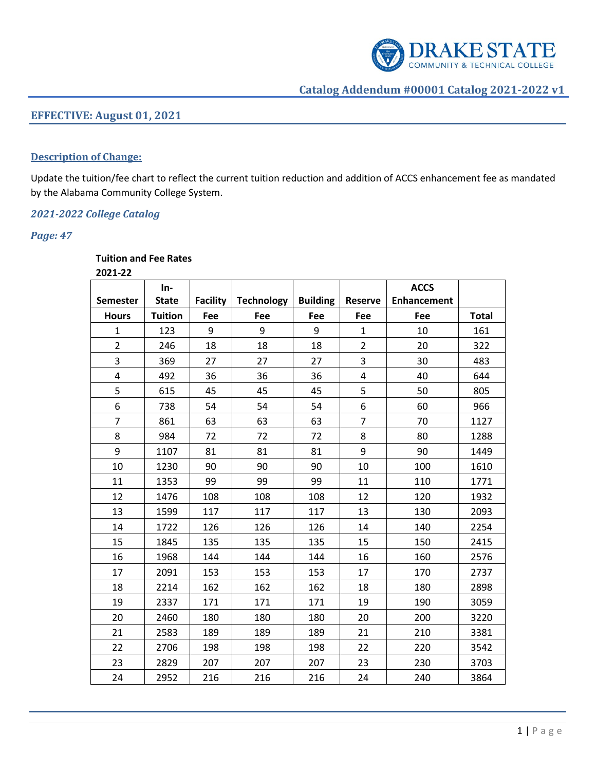## Catalog Addendum #00001 Catalog 2021-2022 v1

### EFFECTIVE: August 01, 2021

**Description of Change:**

Update the tuition/fee chart to reflect the current tuition reduction and addition of ACCS enhancement fee as mandated by the Alabama Community College System.

*2021-2022 College Catalog*

*Page: 47*

**Tuition and Fee Rates**
**2021-22**

| Semester Hours | In-State Tuition | Facility Fee | Technology Fee | Building Fee | Reserve Fee | ACCS Enhancement Fee | Total |
|---|---|---|---|---|---|---|---|
| 1 | 123 | 9 | 9 | 9 | 1 | 10 | 161 |
| 2 | 246 | 18 | 18 | 18 | 2 | 20 | 322 |
| 3 | 369 | 27 | 27 | 27 | 3 | 30 | 483 |
| 4 | 492 | 36 | 36 | 36 | 4 | 40 | 644 |
| 5 | 615 | 45 | 45 | 45 | 5 | 50 | 805 |
| 6 | 738 | 54 | 54 | 54 | 6 | 60 | 966 |
| 7 | 861 | 63 | 63 | 63 | 7 | 70 | 1127 |
| 8 | 984 | 72 | 72 | 72 | 8 | 80 | 1288 |
| 9 | 1107 | 81 | 81 | 81 | 9 | 90 | 1449 |
| 10 | 1230 | 90 | 90 | 90 | 10 | 100 | 1610 |
| 11 | 1353 | 99 | 99 | 99 | 11 | 110 | 1771 |
| 12 | 1476 | 108 | 108 | 108 | 12 | 120 | 1932 |
| 13 | 1599 | 117 | 117 | 117 | 13 | 130 | 2093 |
| 14 | 1722 | 126 | 126 | 126 | 14 | 140 | 2254 |
| 15 | 1845 | 135 | 135 | 135 | 15 | 150 | 2415 |
| 16 | 1968 | 144 | 144 | 144 | 16 | 160 | 2576 |
| 17 | 2091 | 153 | 153 | 153 | 17 | 170 | 2737 |
| 18 | 2214 | 162 | 162 | 162 | 18 | 180 | 2898 |
| 19 | 2337 | 171 | 171 | 171 | 19 | 190 | 3059 |
| 20 | 2460 | 180 | 180 | 180 | 20 | 200 | 3220 |
| 21 | 2583 | 189 | 189 | 189 | 21 | 210 | 3381 |
| 22 | 2706 | 198 | 198 | 198 | 22 | 220 | 3542 |
| 23 | 2829 | 207 | 207 | 207 | 23 | 230 | 3703 |
| 24 | 2952 | 216 | 216 | 216 | 24 | 240 | 3864 |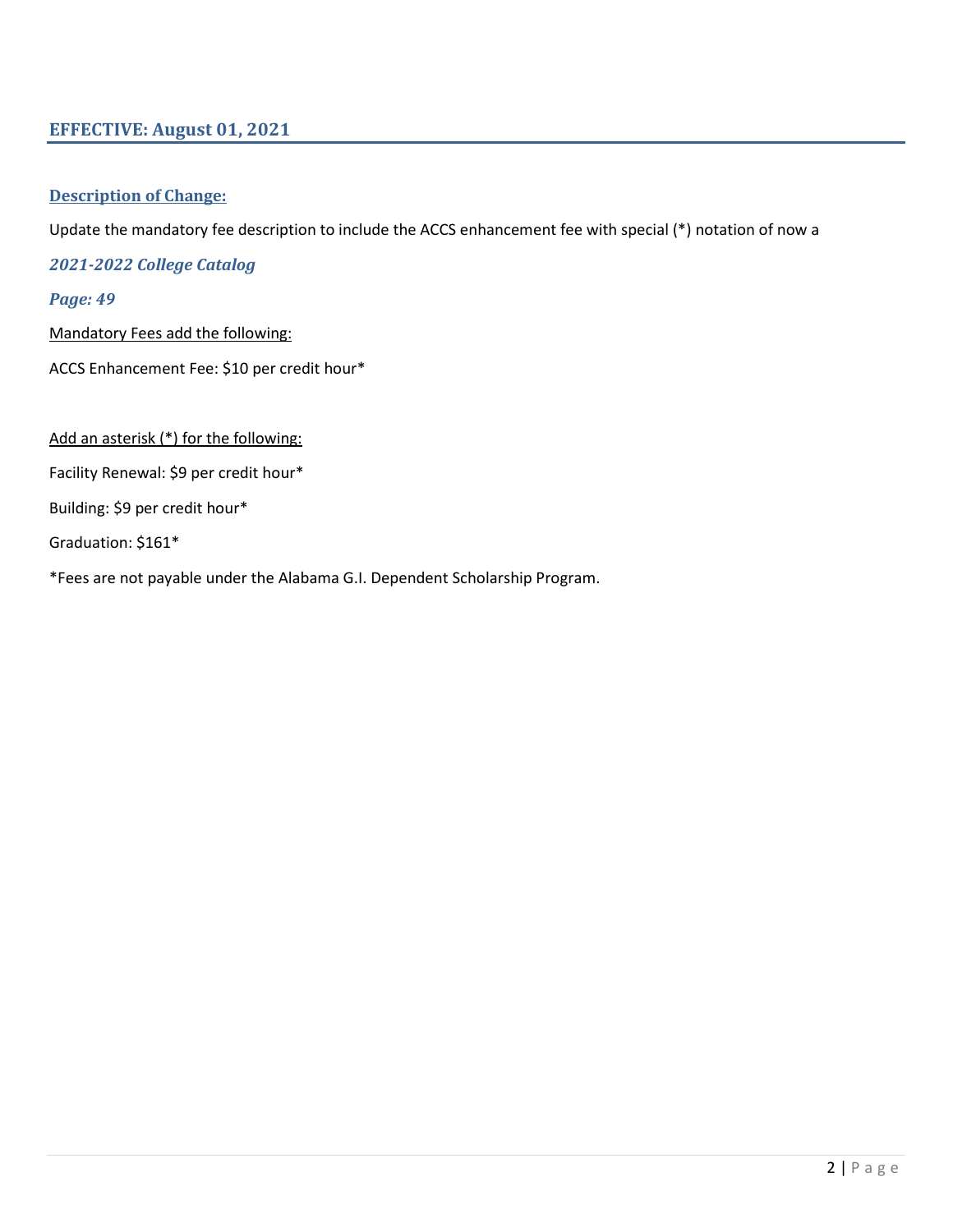## EFFECTIVE: August 01, 2021

### Description of Change:

Update the mandatory fee description to include the ACCS enhancement fee with special (*) notation of now a

***2021-2022 College Catalog***

***Page: 49***

Mandatory Fees add the following:

ACCS Enhancement Fee: $10 per credit hour*

Add an asterisk (*) for the following:

Facility Renewal: $9 per credit hour*

Building: $9 per credit hour*

Graduation: $161*

*Fees are not payable under the Alabama G.I. Dependent Scholarship Program.